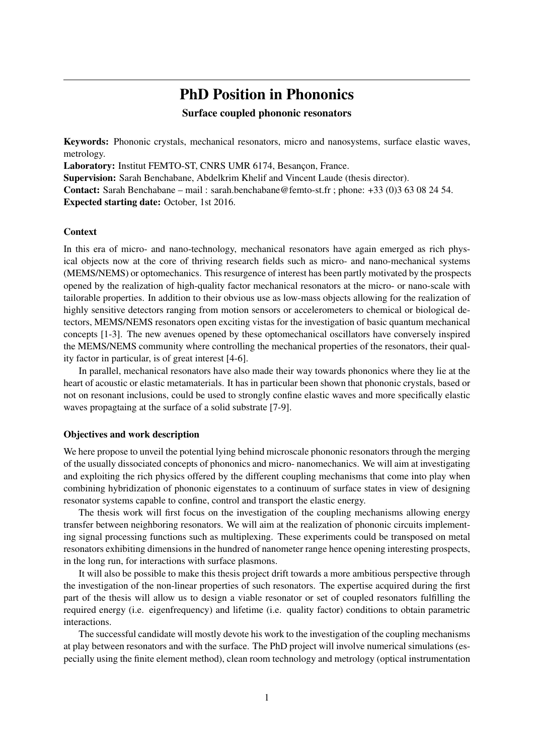# PhD Position in Phononics

## Surface coupled phononic resonators

**Keywords:** Phononic crystals, mechanical resonators, micro and nanosystems, surface elastic waves, metrology.

**Laboratory:** Institut FEMTO-ST, CNRS UMR 6174, Besançon, France.

**Supervision:** Sarah Benchabane, Abdelkrim Khelif and Vincent Laude (thesis director).

**Contact:** Sarah Benchabane – mail : sarah.benchabane@femto-st.fr ; phone: +33 (0)3 63 08 24 54.

**Expected starting date:** October, 1st 2016.

### Context

In this era of micro- and nano-technology, mechanical resonators have again emerged as rich physical objects now at the core of thriving research fields such as micro- and nano-mechanical systems (MEMS/NEMS) or optomechanics. This resurgence of interest has been partly motivated by the prospects opened by the realization of high-quality factor mechanical resonators at the micro- or nano-scale with tailorable properties. In addition to their obvious use as low-mass objects allowing for the realization of highly sensitive detectors ranging from motion sensors or accelerometers to chemical or biological detectors, MEMS/NEMS resonators open exciting vistas for the investigation of basic quantum mechanical concepts [1-3]. The new avenues opened by these optomechanical oscillators have conversely inspired the MEMS/NEMS community where controlling the mechanical properties of the resonators, their quality factor in particular, is of great interest [4-6].

In parallel, mechanical resonators have also made their way towards phononics where they lie at the heart of acoustic or elastic metamaterials. It has in particular been shown that phononic crystals, based or not on resonant inclusions, could be used to strongly confine elastic waves and more specifically elastic waves propagtaing at the surface of a solid substrate [7-9].

### Objectives and work description

We here propose to unveil the potential lying behind microscale phononic resonators through the merging of the usually dissociated concepts of phononics and micro- nanomechanics. We will aim at investigating and exploiting the rich physics offered by the different coupling mechanisms that come into play when combining hybridization of phononic eigenstates to a continuum of surface states in view of designing resonator systems capable to confine, control and transport the elastic energy.

The thesis work will first focus on the investigation of the coupling mechanisms allowing energy transfer between neighboring resonators. We will aim at the realization of phononic circuits implementing signal processing functions such as multiplexing. These experiments could be transposed on metal resonators exhibiting dimensions in the hundred of nanometer range hence opening interesting prospects, in the long run, for interactions with surface plasmons.

It will also be possible to make this thesis project drift towards a more ambitious perspective through the investigation of the non-linear properties of such resonators. The expertise acquired during the first part of the thesis will allow us to design a viable resonator or set of coupled resonators fulfilling the required energy (i.e. eigenfrequency) and lifetime (i.e. quality factor) conditions to obtain parametric interactions.

The successful candidate will mostly devote his work to the investigation of the coupling mechanisms at play between resonators and with the surface. The PhD project will involve numerical simulations (especially using the finite element method), clean room technology and metrology (optical instrumentation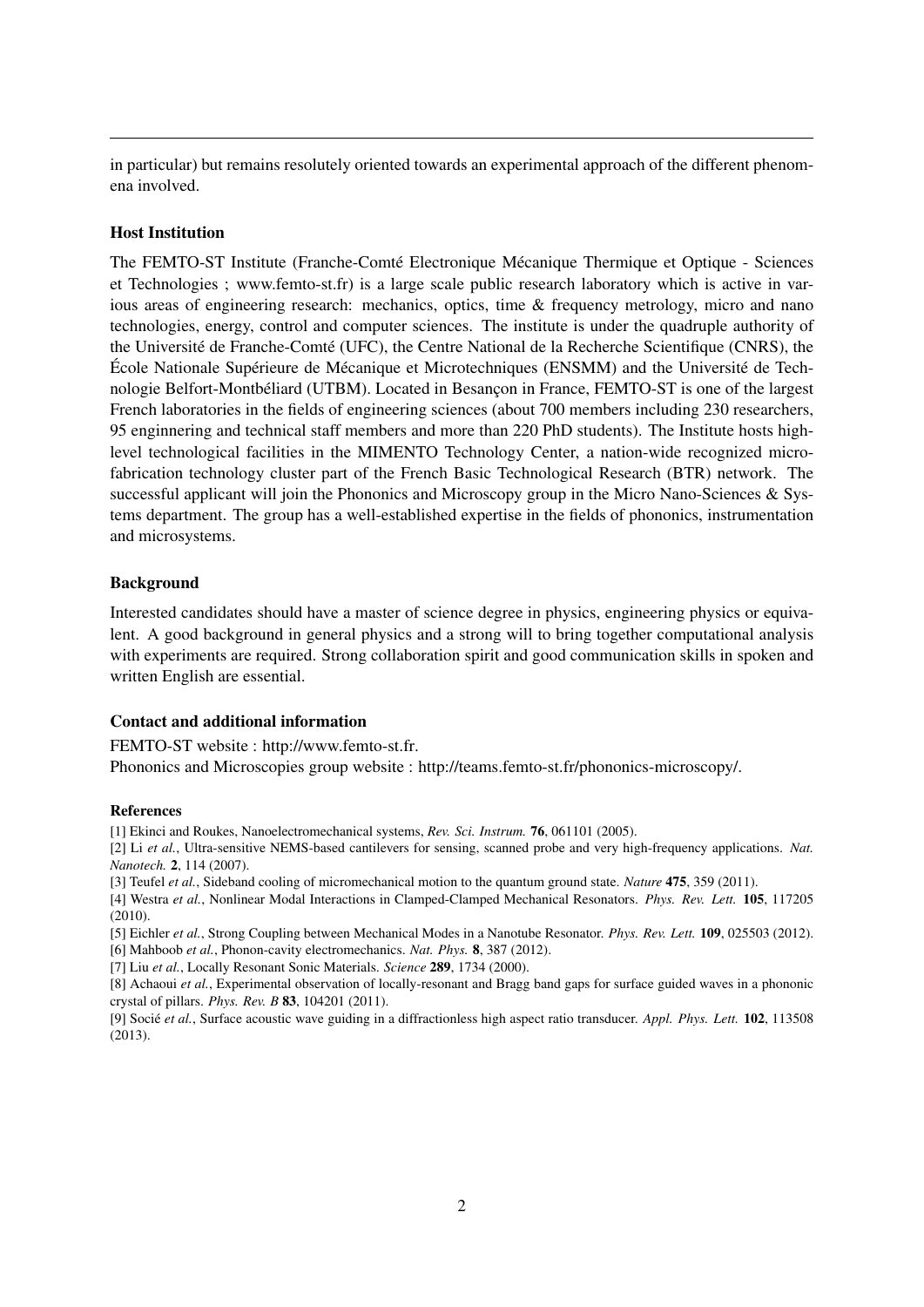in particular) but remains resolutely oriented towards an experimental approach of the different phenomena involved.

### Host Institution

The FEMTO-ST Institute (Franche-Comté Electronique Mécanique Thermique et Optique - Sciences et Technologies ; www.femto-st.fr) is a large scale public research laboratory which is active in various areas of engineering research: mechanics, optics, time & frequency metrology, micro and nano technologies, energy, control and computer sciences. The institute is under the quadruple authority of the Université de Franche-Comté (UFC), the Centre National de la Recherche Scientifique (CNRS), the École Nationale Supérieure de Mécanique et Microtechniques (ENSMM) and the Université de Technologie Belfort-Montbéliard (UTBM). Located in Besançon in France, FEMTO-ST is one of the largest French laboratories in the fields of engineering sciences (about 700 members including 230 researchers, 95 enginnering and technical staff members and more than 220 PhD students). The Institute hosts high-level technological facilities in the MIMENTO Technology Center, a nation-wide recognized micro-fabrication technology cluster part of the French Basic Technological Research (BTR) network. The successful applicant will join the Phononics and Microscopy group in the Micro Nano-Sciences & Systems department. The group has a well-established expertise in the fields of phononics, instrumentation and microsystems.

### Background

Interested candidates should have a master of science degree in physics, engineering physics or equivalent. A good background in general physics and a strong will to bring together computational analysis with experiments are required. Strong collaboration spirit and good communication skills in spoken and written English are essential.

### Contact and additional information

FEMTO-ST website : http://www.femto-st.fr.
Phononics and Microscopies group website : http://teams.femto-st.fr/phononics-microscopy/.

#### References

[1] Ekinci and Roukes, Nanoelectromechanical systems, *Rev. Sci. Instrum.* **76**, 061101 (2005).

[2] Li *et al.*, Ultra-sensitive NEMS-based cantilevers for sensing, scanned probe and very high-frequency applications. *Nat. Nanotech.* **2**, 114 (2007).

[3] Teufel *et al.*, Sideband cooling of micromechanical motion to the quantum ground state. *Nature* **475**, 359 (2011).

[4] Westra *et al.*, Nonlinear Modal Interactions in Clamped-Clamped Mechanical Resonators. *Phys. Rev. Lett.* **105**, 117205 (2010).

[5] Eichler *et al.*, Strong Coupling between Mechanical Modes in a Nanotube Resonator. *Phys. Rev. Lett.* **109**, 025503 (2012).

[6] Mahboob *et al.*, Phonon-cavity electromechanics. *Nat. Phys.* **8**, 387 (2012).

[7] Liu *et al.*, Locally Resonant Sonic Materials. *Science* **289**, 1734 (2000).

[8] Achaoui *et al.*, Experimental observation of locally-resonant and Bragg band gaps for surface guided waves in a phononic crystal of pillars. *Phys. Rev. B* **83**, 104201 (2011).

[9] Socié *et al.*, Surface acoustic wave guiding in a diffractionless high aspect ratio transducer. *Appl. Phys. Lett.* **102**, 113508 (2013).